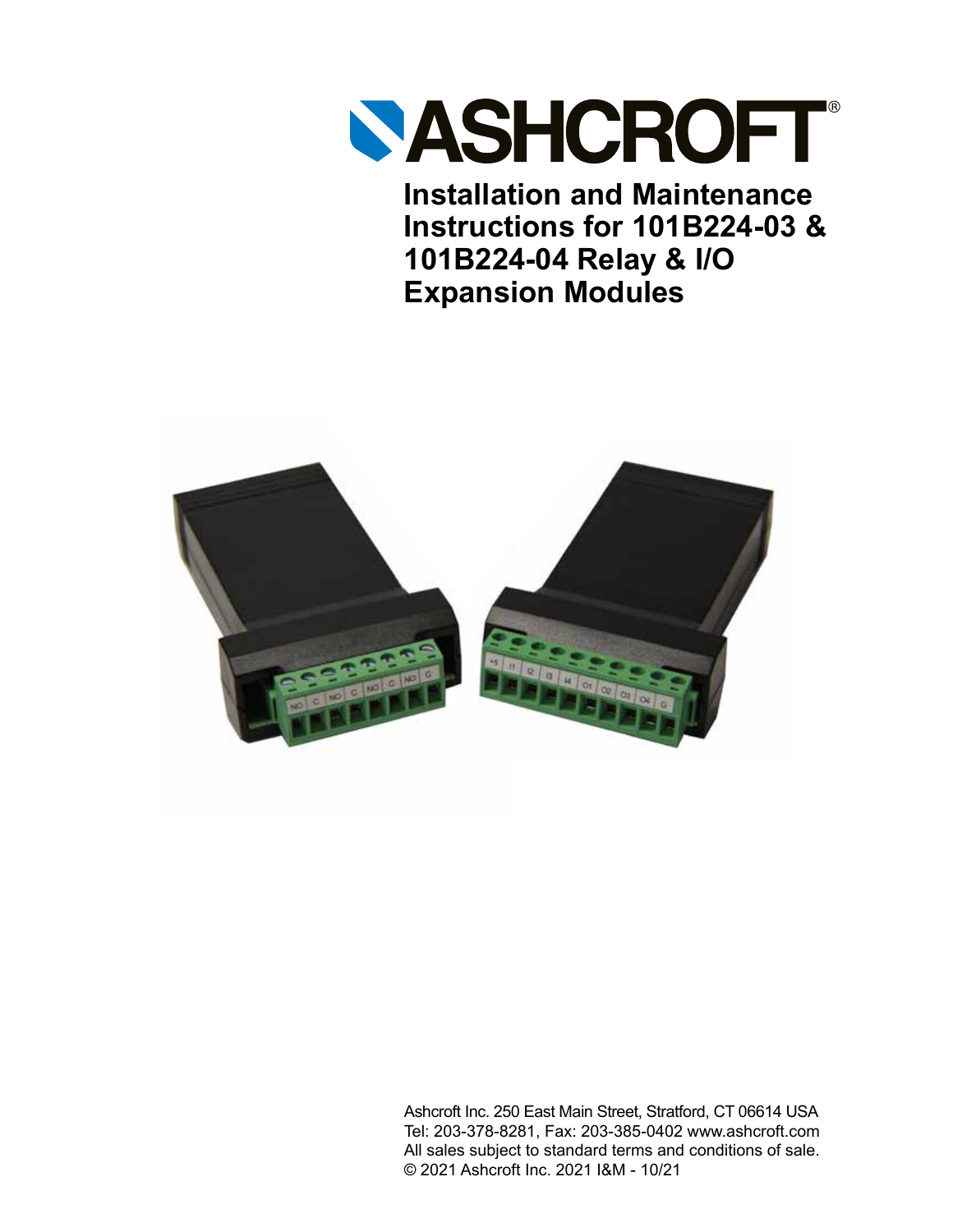# ASHCROFT®

## Installation and Maintenance Instructions for 101B224-03 & 101B224-04 Relay & I/O Expansion Modules

Ashcroft Inc. 250 East Main Street, Stratford, CT 06614 USA
Tel: 203-378-8281, Fax: 203-385-0402 www.ashcroft.com
All sales subject to standard terms and conditions of sale.
© 2021 Ashcroft Inc. 2021 I&M - 10/21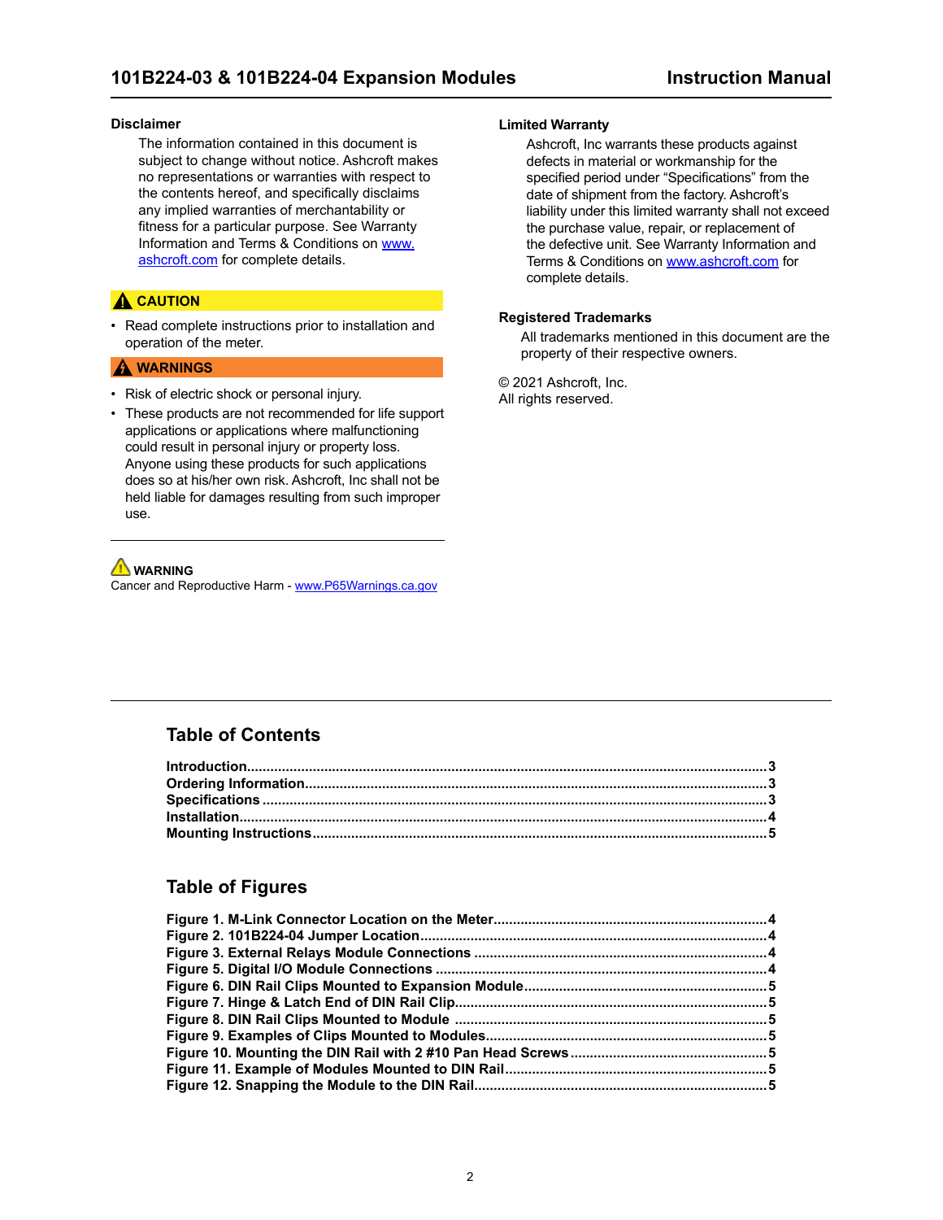### Disclaimer

The information contained in this document is subject to change without notice. Ashcroft makes no representations or warranties with respect to the contents hereof, and specifically disclaims any implied warranties of merchantability or fitness for a particular purpose. See Warranty Information and Terms & Conditions on www.ashcroft.com for complete details.

**⚠ CAUTION**

- Read complete instructions prior to installation and operation of the meter.

**⚠ WARNINGS**

- Risk of electric shock or personal injury.
- These products are not recommended for life support applications or applications where malfunctioning could result in personal injury or property loss. Anyone using these products for such applications does so at his/her own risk. Ashcroft, Inc shall not be held liable for damages resulting from such improper use.

**⚠ WARNING**
Cancer and Reproductive Harm - www.P65Warnings.ca.gov

### Limited Warranty

Ashcroft, Inc warrants these products against defects in material or workmanship for the specified period under "Specifications" from the date of shipment from the factory. Ashcroft's liability under this limited warranty shall not exceed the purchase value, repair, or replacement of the defective unit. See Warranty Information and Terms & Conditions on www.ashcroft.com for complete details.

### Registered Trademarks

All trademarks mentioned in this document are the property of their respective owners.

© 2021 Ashcroft, Inc.
All rights reserved.

## Table of Contents

**Introduction** ..... 3
**Ordering Information** ..... 3
**Specifications** ..... 3
**Installation** ..... 4
**Mounting Instructions** ..... 5

## Table of Figures

**Figure 1. M-Link Connector Location on the Meter** ..... 4
**Figure 2. 101B224-04 Jumper Location** ..... 4
**Figure 3. External Relays Module Connections** ..... 4
**Figure 5. Digital I/O Module Connections** ..... 4
**Figure 6. DIN Rail Clips Mounted to Expansion Module** ..... 5
**Figure 7. Hinge & Latch End of DIN Rail Clip** ..... 5
**Figure 8. DIN Rail Clips Mounted to Module** ..... 5
**Figure 9. Examples of Clips Mounted to Modules** ..... 5
**Figure 10. Mounting the DIN Rail with 2 #10 Pan Head Screws** ..... 5
**Figure 11. Example of Modules Mounted to DIN Rail** ..... 5
**Figure 12. Snapping the Module to the DIN Rail** ..... 5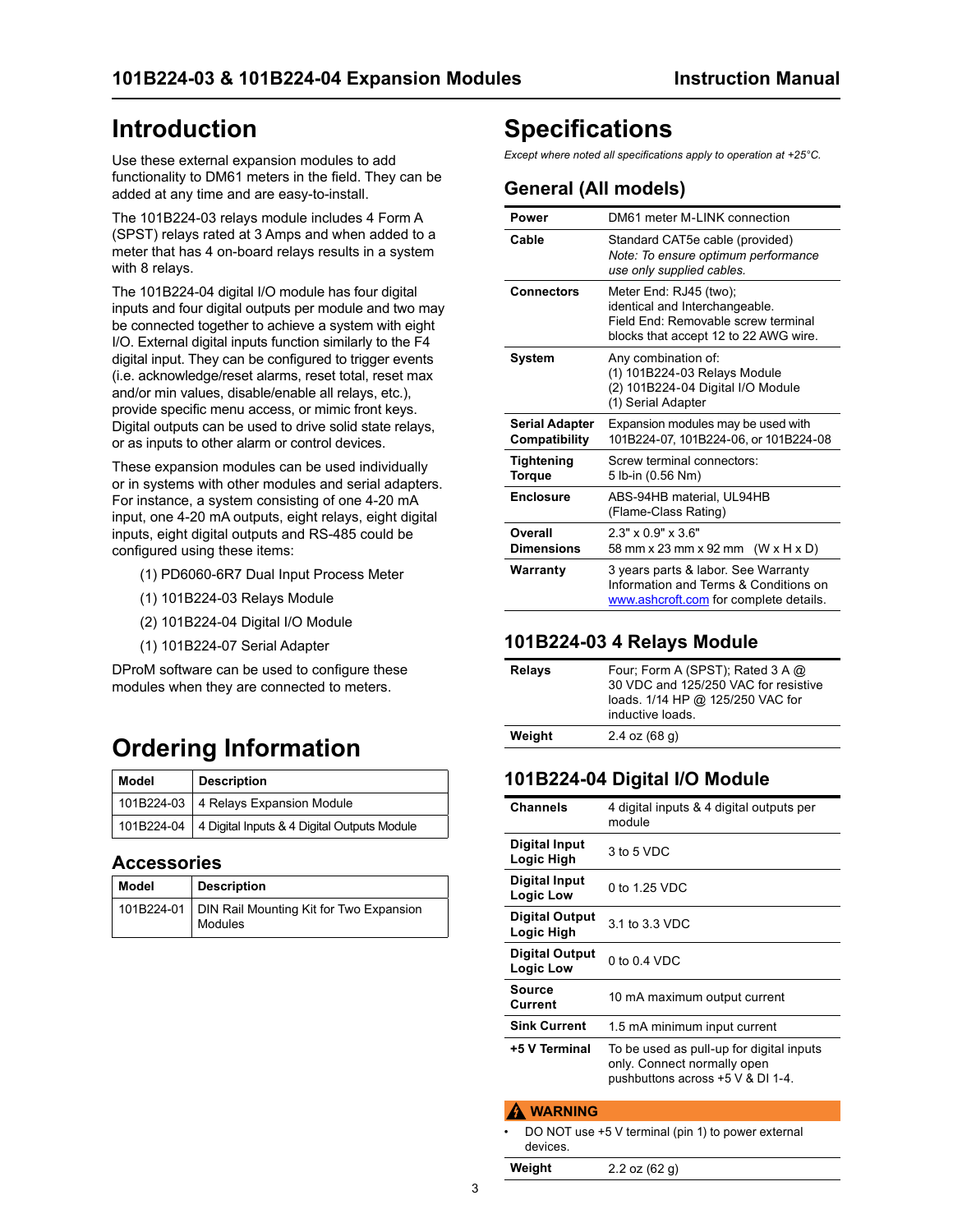# Introduction

Use these external expansion modules to add functionality to DM61 meters in the field. They can be added at any time and are easy-to-install.

The 101B224-03 relays module includes 4 Form A (SPST) relays rated at 3 Amps and when added to a meter that has 4 on-board relays results in a system with 8 relays.

The 101B224-04 digital I/O module has four digital inputs and four digital outputs per module and two may be connected together to achieve a system with eight I/O. External digital inputs function similarly to the F4 digital input. They can be configured to trigger events (i.e. acknowledge/reset alarms, reset total, reset max and/or min values, disable/enable all relays, etc.), provide specific menu access, or mimic front keys. Digital outputs can be used to drive solid state relays, or as inputs to other alarm or control devices.

These expansion modules can be used individually or in systems with other modules and serial adapters. For instance, a system consisting of one 4-20 mA input, one 4-20 mA outputs, eight relays, eight digital inputs, eight digital outputs and RS-485 could be configured using these items:

- (1) PD6060-6R7 Dual Input Process Meter
- (1) 101B224-03 Relays Module
- (2) 101B224-04 Digital I/O Module
- (1) 101B224-07 Serial Adapter

DProM software can be used to configure these modules when they are connected to meters.

# Ordering Information

| Model | Description |
|---|---|
| 101B224-03 | 4 Relays Expansion Module |
| 101B224-04 | 4 Digital Inputs & 4 Digital Outputs Module |

## Accessories

| Model | Description |
|---|---|
| 101B224-01 | DIN Rail Mounting Kit for Two Expansion Modules |

# Specifications

*Except where noted all specifications apply to operation at +25°C.*

## General (All models)

| | |
|---|---|
| **Power** | DM61 meter M-LINK connection |
| **Cable** | Standard CAT5e cable (provided)<br>*Note: To ensure optimum performance use only supplied cables.* |
| **Connectors** | Meter End: RJ45 (two); identical and Interchangeable.<br>Field End: Removable screw terminal blocks that accept 12 to 22 AWG wire. |
| **System** | Any combination of:<br>(1) 101B224-03 Relays Module<br>(2) 101B224-04 Digital I/O Module<br>(1) Serial Adapter |
| **Serial Adapter Compatibility** | Expansion modules may be used with 101B224-07, 101B224-06, or 101B224-08 |
| **Tightening Torque** | Screw terminal connectors:<br>5 lb-in (0.56 Nm) |
| **Enclosure** | ABS-94HB material, UL94HB (Flame-Class Rating) |
| **Overall Dimensions** | 2.3" x 0.9" x 3.6"<br>58 mm x 23 mm x 92 mm (W x H x D) |
| **Warranty** | 3 years parts & labor. See Warranty Information and Terms & Conditions on www.ashcroft.com for complete details. |

## 101B224-03 4 Relays Module

| | |
|---|---|
| **Relays** | Four; Form A (SPST); Rated 3 A @ 30 VDC and 125/250 VAC for resistive loads. 1/14 HP @ 125/250 VAC for inductive loads. |
| **Weight** | 2.4 oz (68 g) |

## 101B224-04 Digital I/O Module

| | |
|---|---|
| **Channels** | 4 digital inputs & 4 digital outputs per module |
| **Digital Input Logic High** | 3 to 5 VDC |
| **Digital Input Logic Low** | 0 to 1.25 VDC |
| **Digital Output Logic High** | 3.1 to 3.3 VDC |
| **Digital Output Logic Low** | 0 to 0.4 VDC |
| **Source Current** | 10 mA maximum output current |
| **Sink Current** | 1.5 mA minimum input current |
| **+5 V Terminal** | To be used as pull-up for digital inputs only. Connect normally open pushbuttons across +5 V & DI 1-4. |

**⚠ WARNING**

- DO NOT use +5 V terminal (pin 1) to power external devices.

| | |
|---|---|
| **Weight** | 2.2 oz (62 g) |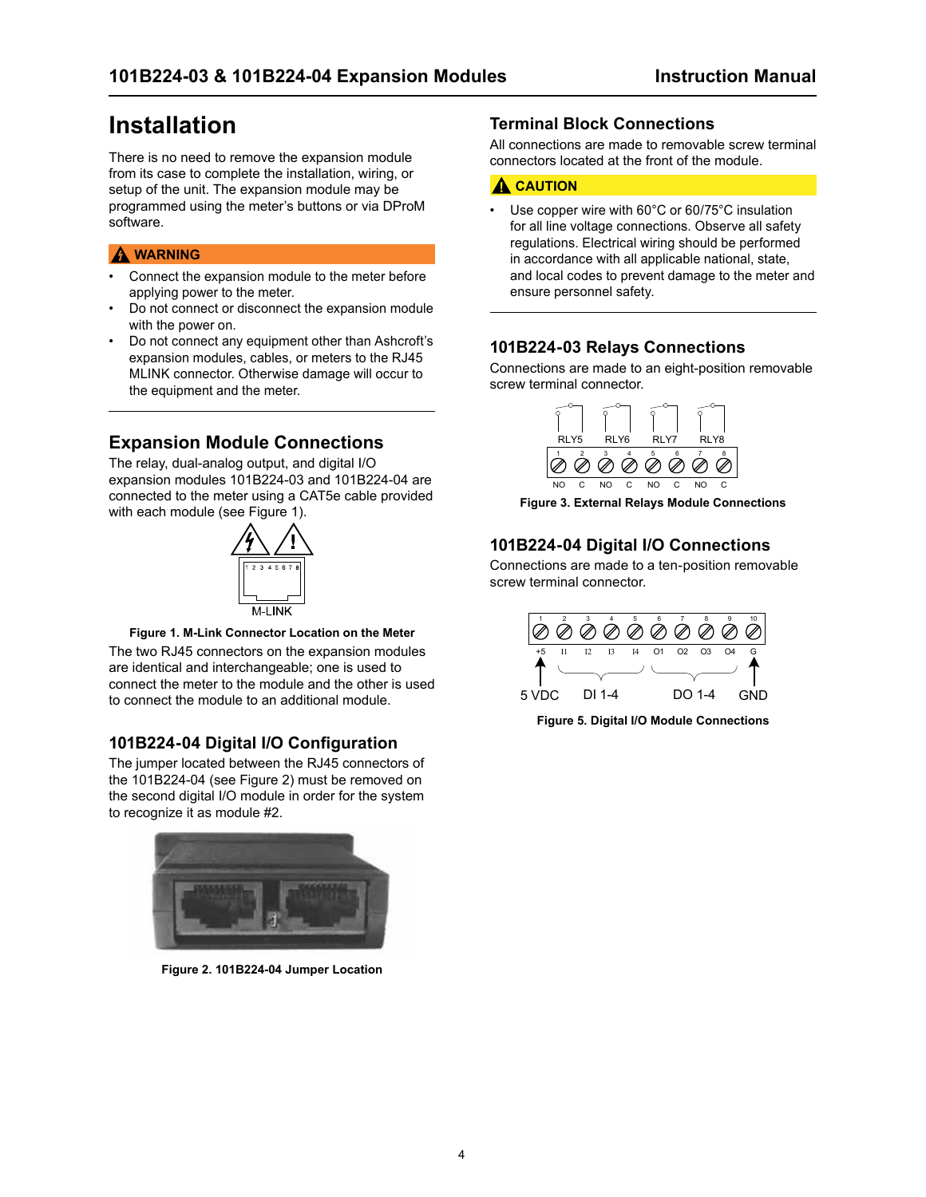# Installation

There is no need to remove the expansion module from its case to complete the installation, wiring, or setup of the unit. The expansion module may be programmed using the meter's buttons or via DProM software.

**⚠ WARNING**

- Connect the expansion module to the meter before applying power to the meter.
- Do not connect or disconnect the expansion module with the power on.
- Do not connect any equipment other than Ashcroft's expansion modules, cables, or meters to the RJ45 MLINK connector. Otherwise damage will occur to the equipment and the meter.

## Expansion Module Connections

The relay, dual-analog output, and digital I/O expansion modules 101B224-03 and 101B224-04 are connected to the meter using a CAT5e cable provided with each module (see Figure 1).

**Figure 1. M-Link Connector Location on the Meter**

The two RJ45 connectors on the expansion modules are identical and interchangeable; one is used to connect the meter to the module and the other is used to connect the module to an additional module.

## 101B224-04 Digital I/O Configuration

The jumper located between the RJ45 connectors of the 101B224-04 (see Figure 2) must be removed on the second digital I/O module in order for the system to recognize it as module #2.

**Figure 2. 101B224-04 Jumper Location**

## Terminal Block Connections

All connections are made to removable screw terminal connectors located at the front of the module.

**⚠ CAUTION**

- Use copper wire with 60°C or 60/75°C insulation for all line voltage connections. Observe all safety regulations. Electrical wiring should be performed in accordance with all applicable national, state, and local codes to prevent damage to the meter and ensure personnel safety.

## 101B224-03 Relays Connections

Connections are made to an eight-position removable screw terminal connector.

**Figure 3. External Relays Module Connections**

## 101B224-04 Digital I/O Connections

Connections are made to a ten-position removable screw terminal connector.

**Figure 5. Digital I/O Module Connections**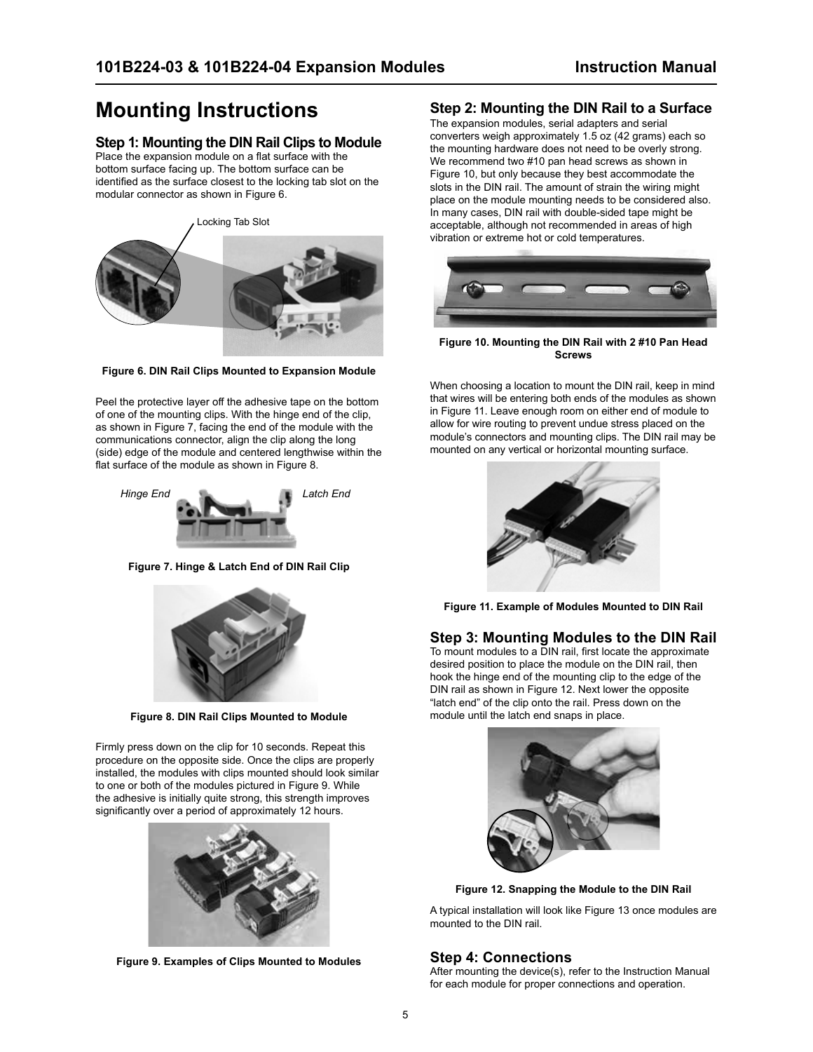# Mounting Instructions

## Step 1: Mounting the DIN Rail Clips to Module

Place the expansion module on a flat surface with the bottom surface facing up. The bottom surface can be identified as the surface closest to the locking tab slot on the modular connector as shown in Figure 6.

Locking Tab Slot

**Figure 6. DIN Rail Clips Mounted to Expansion Module**

Peel the protective layer off the adhesive tape on the bottom of one of the mounting clips. With the hinge end of the clip, as shown in Figure 7, facing the end of the module with the communications connector, align the clip along the long (side) edge of the module and centered lengthwise within the flat surface of the module as shown in Figure 8.

*Hinge End* *Latch End*

**Figure 7. Hinge & Latch End of DIN Rail Clip**

**Figure 8. DIN Rail Clips Mounted to Module**

Firmly press down on the clip for 10 seconds. Repeat this procedure on the opposite side. Once the clips are properly installed, the modules with clips mounted should look similar to one or both of the modules pictured in Figure 9. While the adhesive is initially quite strong, this strength improves significantly over a period of approximately 12 hours.

**Figure 9. Examples of Clips Mounted to Modules**

## Step 2: Mounting the DIN Rail to a Surface

The expansion modules, serial adapters and serial converters weigh approximately 1.5 oz (42 grams) each so the mounting hardware does not need to be overly strong. We recommend two #10 pan head screws as shown in Figure 10, but only because they best accommodate the slots in the DIN rail. The amount of strain the wiring might place on the module mounting needs to be considered also. In many cases, DIN rail with double-sided tape might be acceptable, although not recommended in areas of high vibration or extreme hot or cold temperatures.

**Figure 10. Mounting the DIN Rail with 2 #10 Pan Head Screws**

When choosing a location to mount the DIN rail, keep in mind that wires will be entering both ends of the modules as shown in Figure 11. Leave enough room on either end of module to allow for wire routing to prevent undue stress placed on the module's connectors and mounting clips. The DIN rail may be mounted on any vertical or horizontal mounting surface.

**Figure 11. Example of Modules Mounted to DIN Rail**

## Step 3: Mounting Modules to the DIN Rail

To mount modules to a DIN rail, first locate the approximate desired position to place the module on the DIN rail, then hook the hinge end of the mounting clip to the edge of the DIN rail as shown in Figure 12. Next lower the opposite "latch end" of the clip onto the rail. Press down on the module until the latch end snaps in place.

**Figure 12. Snapping the Module to the DIN Rail**

A typical installation will look like Figure 13 once modules are mounted to the DIN rail.

## Step 4: Connections

After mounting the device(s), refer to the Instruction Manual for each module for proper connections and operation.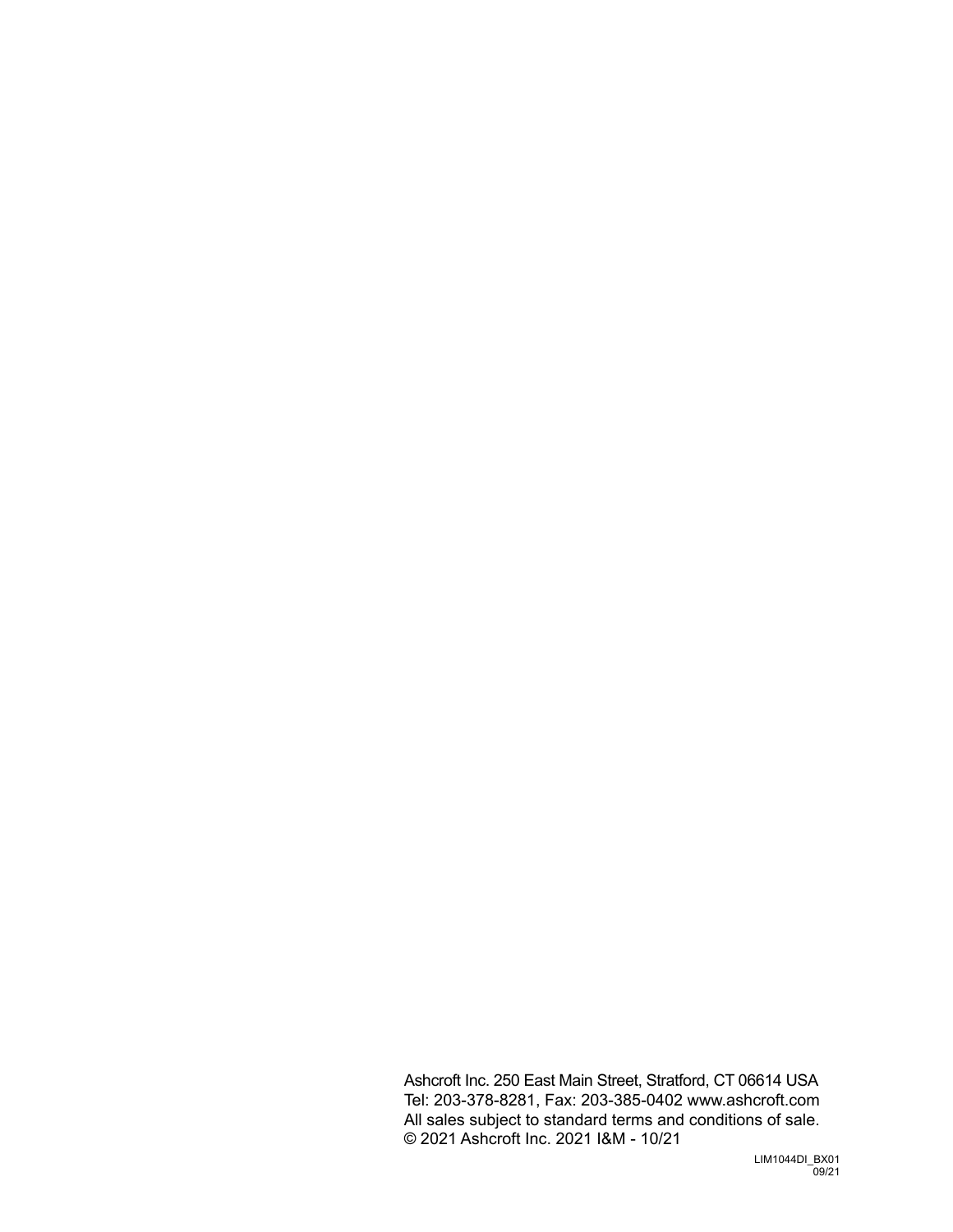Ashcroft Inc. 250 East Main Street, Stratford, CT 06614 USA
Tel: 203-378-8281, Fax: 203-385-0402 www.ashcroft.com
All sales subject to standard terms and conditions of sale.
© 2021 Ashcroft Inc. 2021 I&M - 10/21

LIM1044DI_BX01
09/21